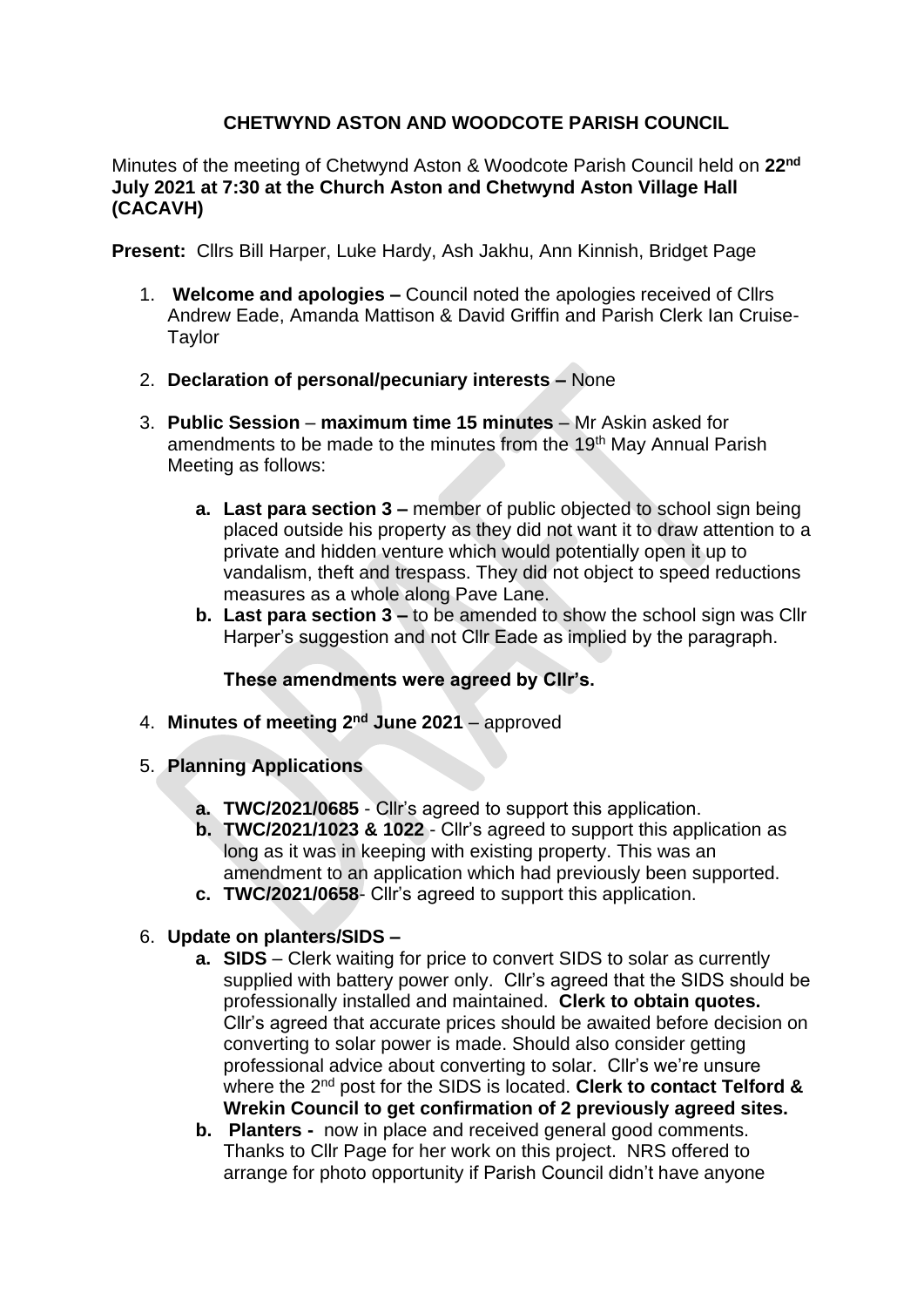# CHETWYND ASTON AND WOODCOTE PARISH COUNCIL

Minutes of the meeting of Chetwynd Aston & Woodcote Parish Council held on **22nd July 2021 at 7:30 at the Church Aston and Chetwynd Aston Village Hall (CACAVH)**

**Present:** Cllrs Bill Harper, Luke Hardy, Ash Jakhu, Ann Kinnish, Bridget Page

1. **Welcome and apologies –** Council noted the apologies received of Cllrs Andrew Eade, Amanda Mattison & David Griffin and Parish Clerk Ian Cruise-Taylor

2. **Declaration of personal/pecuniary interests –** None

3. **Public Session** – **maximum time 15 minutes** – Mr Askin asked for amendments to be made to the minutes from the 19th May Annual Parish Meeting as follows:

   a. **Last para section 3 –** member of public objected to school sign being placed outside his property as they did not want it to draw attention to a private and hidden venture which would potentially open it up to vandalism, theft and trespass. They did not object to speed reductions measures as a whole along Pave Lane.

   b. **Last para section 3 –** to be amended to show the school sign was Cllr Harper's suggestion and not Cllr Eade as implied by the paragraph.

   **These amendments were agreed by Cllr's.**

4. **Minutes of meeting 2nd June 2021** – approved

5. **Planning Applications**

   a. **TWC/2021/0685** - Cllr's agreed to support this application.

   b. **TWC/2021/1023 & 1022** - Cllr's agreed to support this application as long as it was in keeping with existing property. This was an amendment to an application which had previously been supported.

   c. **TWC/2021/0658**- Cllr's agreed to support this application.

6. **Update on planters/SIDS –**

   a. **SIDS** – Clerk waiting for price to convert SIDS to solar as currently supplied with battery power only. Cllr's agreed that the SIDS should be professionally installed and maintained. **Clerk to obtain quotes.** Cllr's agreed that accurate prices should be awaited before decision on converting to solar power is made. Should also consider getting professional advice about converting to solar. Cllr's we're unsure where the 2nd post for the SIDS is located. **Clerk to contact Telford & Wrekin Council to get confirmation of 2 previously agreed sites.**

   b. **Planters -** now in place and received general good comments. Thanks to Cllr Page for her work on this project. NRS offered to arrange for photo opportunity if Parish Council didn't have anyone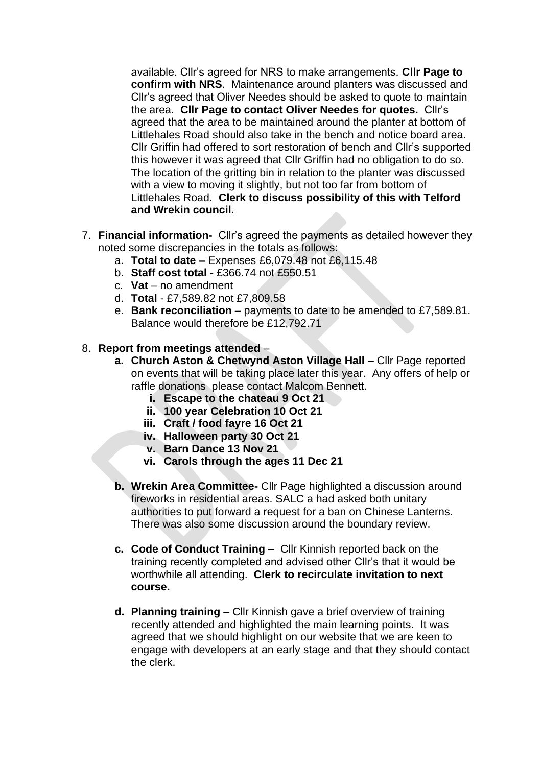available. Cllr's agreed for NRS to make arrangements. **Cllr Page to confirm with NRS**. Maintenance around planters was discussed and Cllr's agreed that Oliver Needes should be asked to quote to maintain the area. **Cllr Page to contact Oliver Needes for quotes.** Cllr's agreed that the area to be maintained around the planter at bottom of Littlehales Road should also take in the bench and notice board area. Cllr Griffin had offered to sort restoration of bench and Cllr's supported this however it was agreed that Cllr Griffin had no obligation to do so. The location of the gritting bin in relation to the planter was discussed with a view to moving it slightly, but not too far from bottom of Littlehales Road. **Clerk to discuss possibility of this with Telford and Wrekin council.**

7. **Financial information-** Cllr's agreed the payments as detailed however they noted some discrepancies in the totals as follows:
   a. **Total to date –** Expenses £6,079.48 not £6,115.48
   b. **Staff cost total -** £366.74 not £550.51
   c. **Vat** – no amendment
   d. **Total** - £7,589.82 not £7,809.58
   e. **Bank reconciliation** – payments to date to be amended to £7,589.81. Balance would therefore be £12,792.71

8. **Report from meetings attended** –
   a. **Church Aston & Chetwynd Aston Village Hall –** Cllr Page reported on events that will be taking place later this year. Any offers of help or raffle donations please contact Malcom Bennett.
      i. **Escape to the chateau 9 Oct 21**
      ii. **100 year Celebration 10 Oct 21**
      iii. **Craft / food fayre 16 Oct 21**
      iv. **Halloween party 30 Oct 21**
      v. **Barn Dance 13 Nov 21**
      vi. **Carols through the ages 11 Dec 21**

   b. **Wrekin Area Committee-** Cllr Page highlighted a discussion around fireworks in residential areas. SALC a had asked both unitary authorities to put forward a request for a ban on Chinese Lanterns. There was also some discussion around the boundary review.

   c. **Code of Conduct Training –** Cllr Kinnish reported back on the training recently completed and advised other Cllr's that it would be worthwhile all attending. **Clerk to recirculate invitation to next course.**

   d. **Planning training** – Cllr Kinnish gave a brief overview of training recently attended and highlighted the main learning points. It was agreed that we should highlight on our website that we are keen to engage with developers at an early stage and that they should contact the clerk.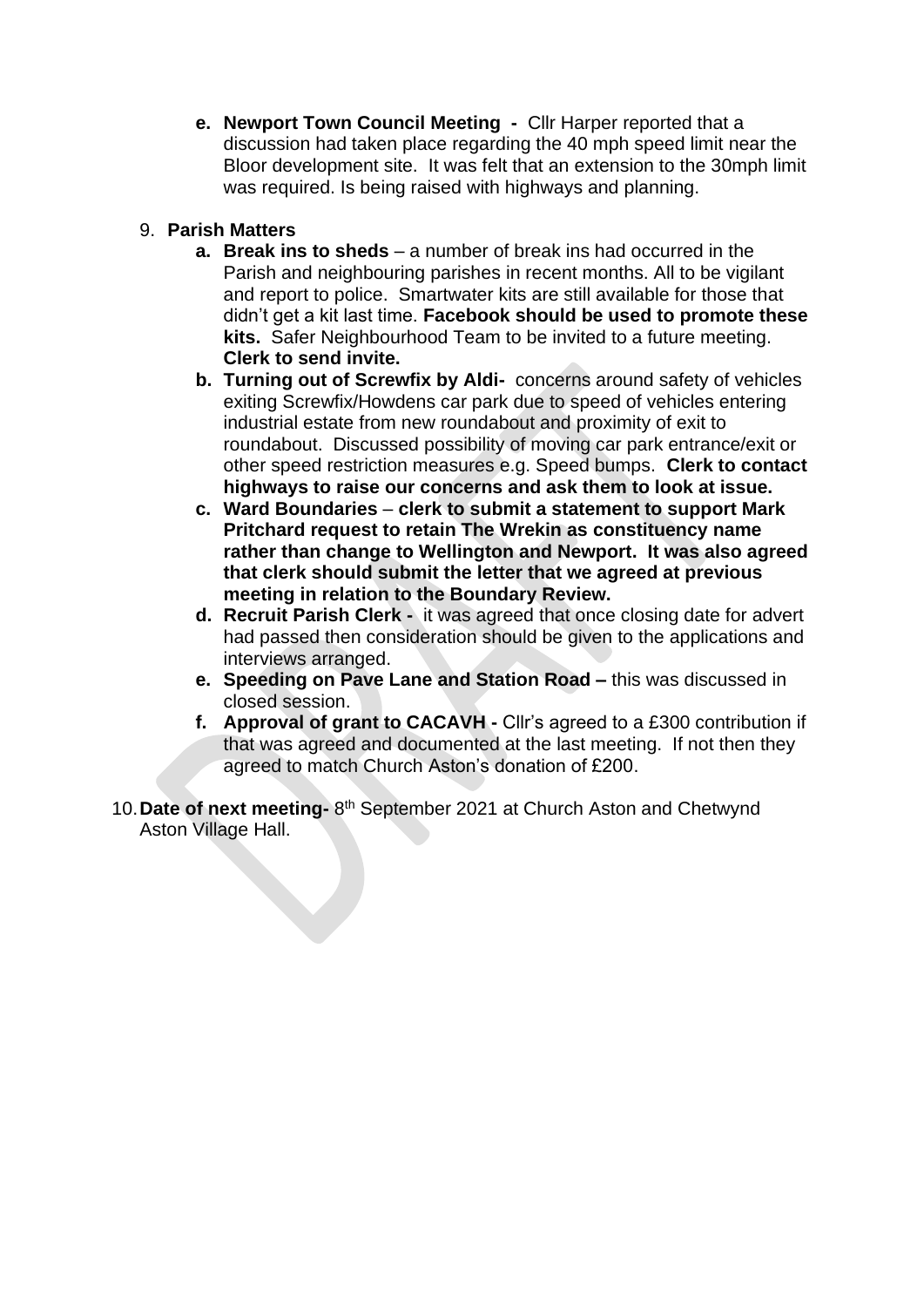e. **Newport Town Council Meeting -** Cllr Harper reported that a discussion had taken place regarding the 40 mph speed limit near the Bloor development site. It was felt that an extension to the 30mph limit was required. Is being raised with highways and planning.

9. **Parish Matters**

   a. **Break ins to sheds** – a number of break ins had occurred in the Parish and neighbouring parishes in recent months. All to be vigilant and report to police. Smartwater kits are still available for those that didn't get a kit last time. **Facebook should be used to promote these kits.** Safer Neighbourhood Team to be invited to a future meeting. **Clerk to send invite.**

   b. **Turning out of Screwfix by Aldi-** concerns around safety of vehicles exiting Screwfix/Howdens car park due to speed of vehicles entering industrial estate from new roundabout and proximity of exit to roundabout. Discussed possibility of moving car park entrance/exit or other speed restriction measures e.g. Speed bumps. **Clerk to contact highways to raise our concerns and ask them to look at issue.**

   c. **Ward Boundaries** – **clerk to submit a statement to support Mark Pritchard request to retain The Wrekin as constituency name rather than change to Wellington and Newport. It was also agreed that clerk should submit the letter that we agreed at previous meeting in relation to the Boundary Review.**

   d. **Recruit Parish Clerk -** it was agreed that once closing date for advert had passed then consideration should be given to the applications and interviews arranged.

   e. **Speeding on Pave Lane and Station Road –** this was discussed in closed session.

   f. **Approval of grant to CACAVH -** Cllr's agreed to a £300 contribution if that was agreed and documented at the last meeting. If not then they agreed to match Church Aston's donation of £200.

10. **Date of next meeting-** 8th September 2021 at Church Aston and Chetwynd Aston Village Hall.